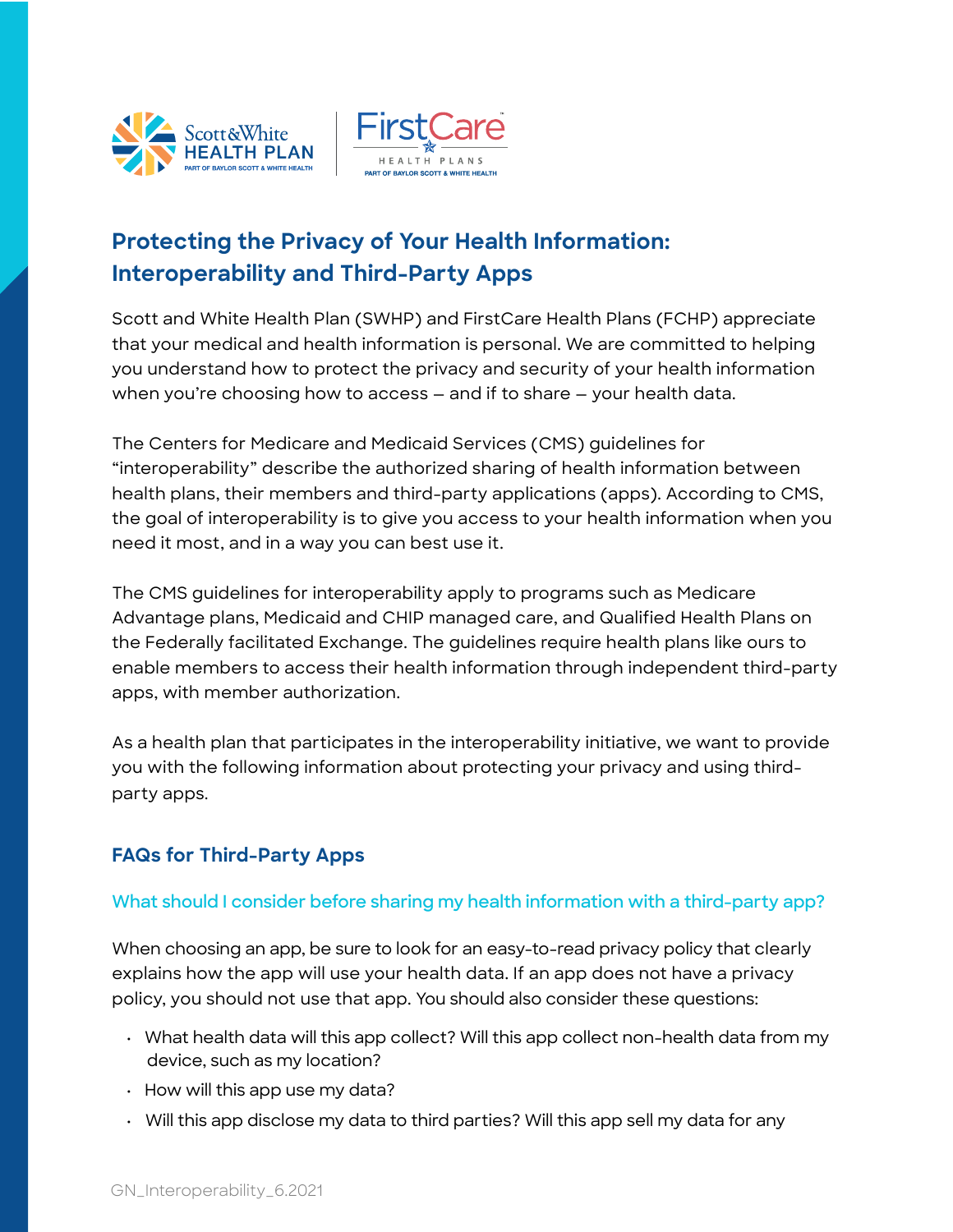# Protecting the Privacy of Your Health Information: Interoperability and Third-Party Apps

Scott and White Health Plan (SWHP) and FirstCare Health Plans (FCHP) appreciate that your medical and health information is personal. We are committed to helping you understand how to protect the privacy and security of your health information when you're choosing how to access – and if to share – your health data.

The Centers for Medicare and Medicaid Services (CMS) guidelines for "interoperability" describe the authorized sharing of health information between health plans, their members and third-party applications (apps). According to CMS, the goal of interoperability is to give you access to your health information when you need it most, and in a way you can best use it.

The CMS guidelines for interoperability apply to programs such as Medicare Advantage plans, Medicaid and CHIP managed care, and Qualified Health Plans on the Federally facilitated Exchange. The guidelines require health plans like ours to enable members to access their health information through independent third-party apps, with member authorization.

As a health plan that participates in the interoperability initiative, we want to provide you with the following information about protecting your privacy and using third-party apps.

## FAQs for Third-Party Apps

### What should I consider before sharing my health information with a third-party app?

When choosing an app, be sure to look for an easy-to-read privacy policy that clearly explains how the app will use your health data. If an app does not have a privacy policy, you should not use that app. You should also consider these questions:

- What health data will this app collect? Will this app collect non-health data from my device, such as my location?
- How will this app use my data?
- Will this app disclose my data to third parties? Will this app sell my data for any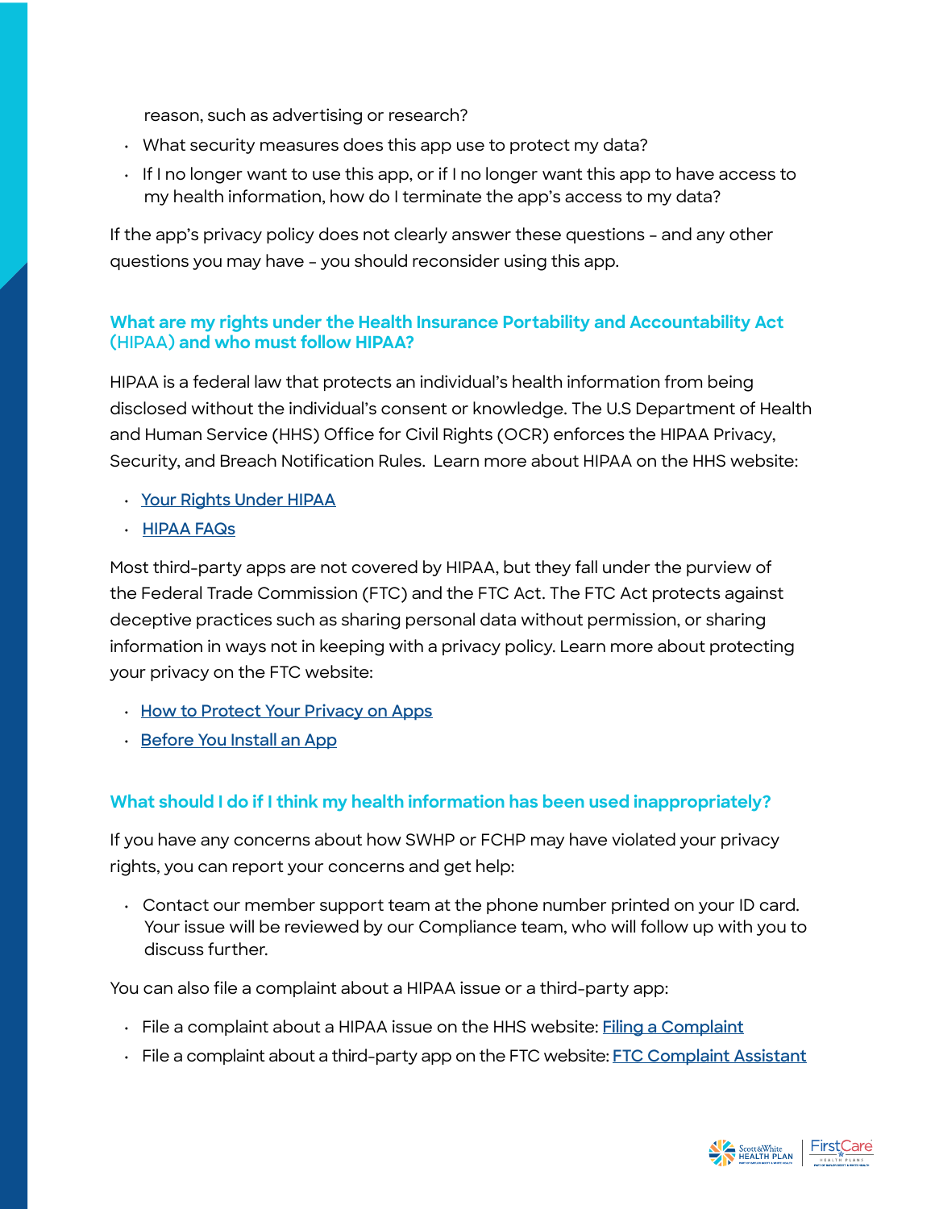reason, such as advertising or research?

- What security measures does this app use to protect my data?
- If I no longer want to use this app, or if I no longer want this app to have access to my health information, how do I terminate the app's access to my data?

If the app's privacy policy does not clearly answer these questions – and any other questions you may have – you should reconsider using this app.

## What are my rights under the Health Insurance Portability and Accountability Act (HIPAA) and who must follow HIPAA?

HIPAA is a federal law that protects an individual's health information from being disclosed without the individual's consent or knowledge. The U.S Department of Health and Human Service (HHS) Office for Civil Rights (OCR) enforces the HIPAA Privacy, Security, and Breach Notification Rules. Learn more about HIPAA on the HHS website:

- Your Rights Under HIPAA
- HIPAA FAQs

Most third-party apps are not covered by HIPAA, but they fall under the purview of the Federal Trade Commission (FTC) and the FTC Act. The FTC Act protects against deceptive practices such as sharing personal data without permission, or sharing information in ways not in keeping with a privacy policy. Learn more about protecting your privacy on the FTC website:

- How to Protect Your Privacy on Apps
- Before You Install an App

## What should I do if I think my health information has been used inappropriately?

If you have any concerns about how SWHP or FCHP may have violated your privacy rights, you can report your concerns and get help:

- Contact our member support team at the phone number printed on your ID card. Your issue will be reviewed by our Compliance team, who will follow up with you to discuss further.

You can also file a complaint about a HIPAA issue or a third-party app:

- File a complaint about a HIPAA issue on the HHS website: Filing a Complaint
- File a complaint about a third-party app on the FTC website: FTC Complaint Assistant